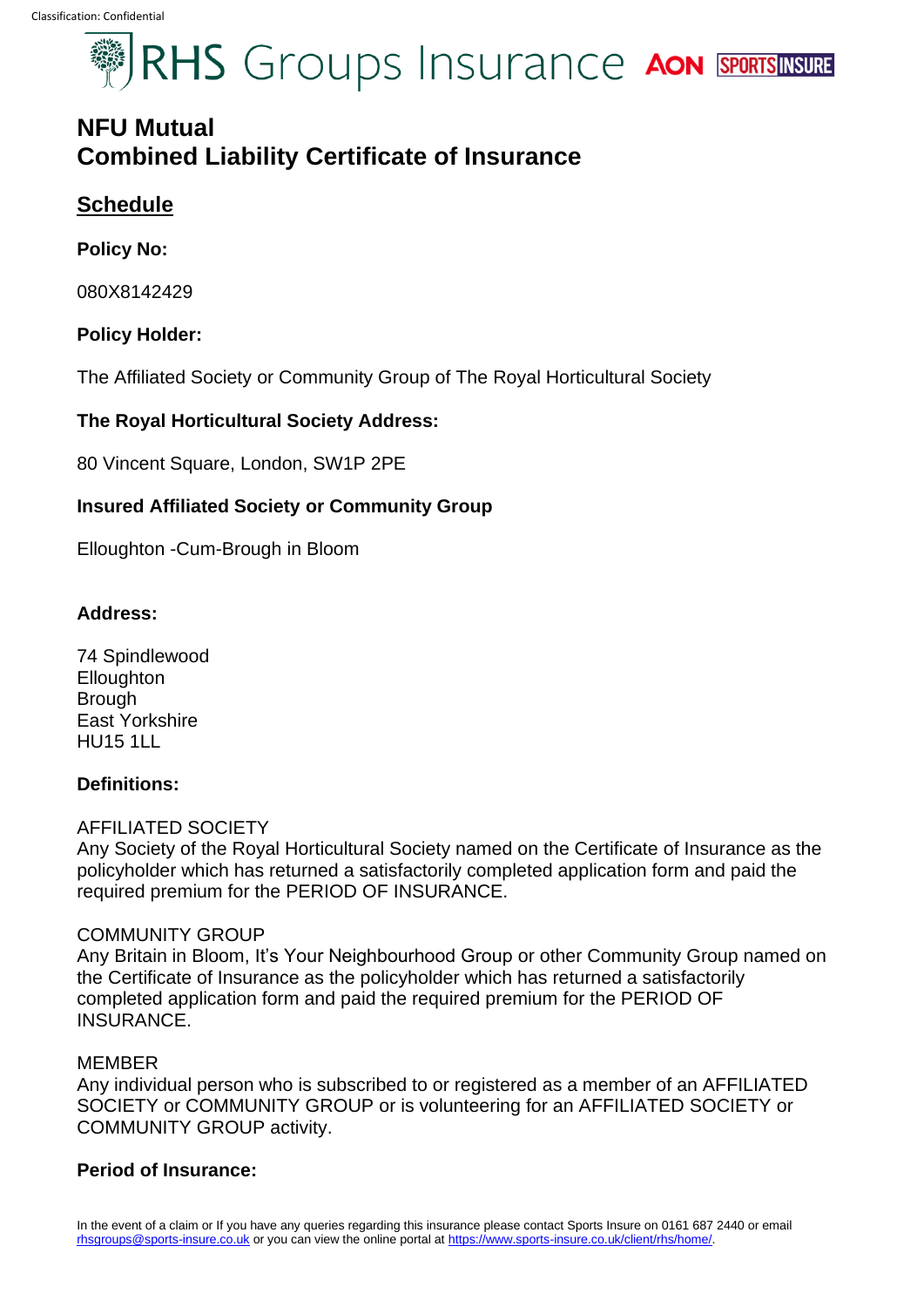Classification: Confidential

RHS Groups Insurance AON SPORTSINSURE

# NFU Mutual
# Combined Liability Certificate of Insurance

## Schedule

**Policy No:**

080X8142429

**Policy Holder:**

The Affiliated Society or Community Group of The Royal Horticultural Society

**The Royal Horticultural Society Address:**

80 Vincent Square, London, SW1P 2PE

**Insured Affiliated Society or Community Group**

Elloughton -Cum-Brough in Bloom

**Address:**

74 Spindlewood
Elloughton
Brough
East Yorkshire
HU15 1LL

**Definitions:**

AFFILIATED SOCIETY
Any Society of the Royal Horticultural Society named on the Certificate of Insurance as the policyholder which has returned a satisfactorily completed application form and paid the required premium for the PERIOD OF INSURANCE.

COMMUNITY GROUP
Any Britain in Bloom, It's Your Neighbourhood Group or other Community Group named on the Certificate of Insurance as the policyholder which has returned a satisfactorily completed application form and paid the required premium for the PERIOD OF INSURANCE.

MEMBER
Any individual person who is subscribed to or registered as a member of an AFFILIATED SOCIETY or COMMUNITY GROUP or is volunteering for an AFFILIATED SOCIETY or COMMUNITY GROUP activity.

**Period of Insurance:**

In the event of a claim or If you have any queries regarding this insurance please contact Sports Insure on 0161 687 2440 or email rhsgroups@sports-insure.co.uk or you can view the online portal at https://www.sports-insure.co.uk/client/rhs/home/.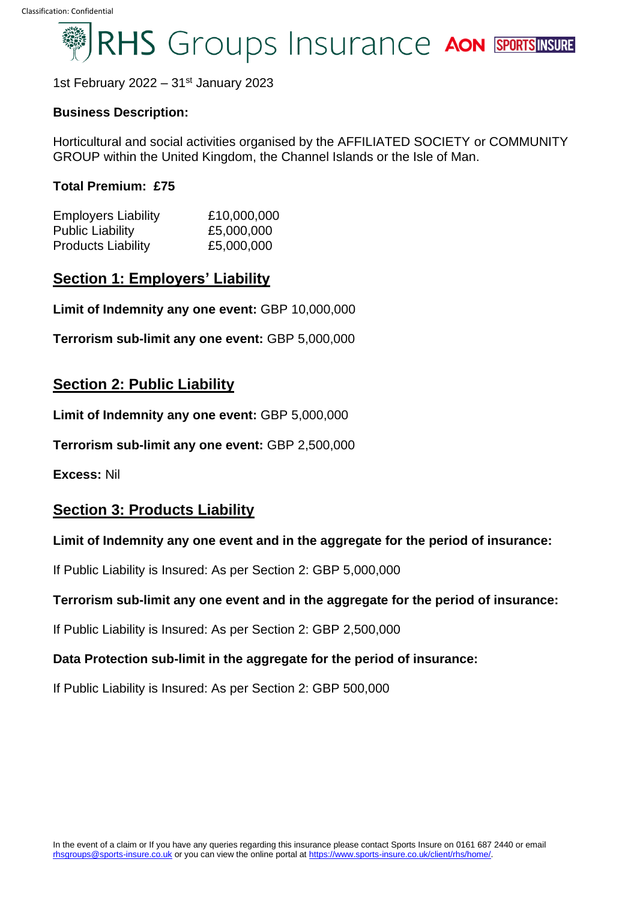Classification: Confidential

# RHS Groups Insurance AON SPORTS INSURE

1st February 2022 – 31st January 2023

**Business Description:**

Horticultural and social activities organised by the AFFILIATED SOCIETY or COMMUNITY GROUP within the United Kingdom, the Channel Islands or the Isle of Man.

**Total Premium: £75**

| | |
|---|---|
| Employers Liability | £10,000,000 |
| Public Liability | £5,000,000 |
| Products Liability | £5,000,000 |

## Section 1: Employers' Liability

**Limit of Indemnity any one event:** GBP 10,000,000

**Terrorism sub-limit any one event:** GBP 5,000,000

## Section 2: Public Liability

**Limit of Indemnity any one event:** GBP 5,000,000

**Terrorism sub-limit any one event:** GBP 2,500,000

**Excess:** Nil

## Section 3: Products Liability

**Limit of Indemnity any one event and in the aggregate for the period of insurance:**

If Public Liability is Insured: As per Section 2: GBP 5,000,000

**Terrorism sub-limit any one event and in the aggregate for the period of insurance:**

If Public Liability is Insured: As per Section 2: GBP 2,500,000

**Data Protection sub-limit in the aggregate for the period of insurance:**

If Public Liability is Insured: As per Section 2: GBP 500,000

In the event of a claim or If you have any queries regarding this insurance please contact Sports Insure on 0161 687 2440 or email rhsgroups@sports-insure.co.uk or you can view the online portal at https://www.sports-insure.co.uk/client/rhs/home/.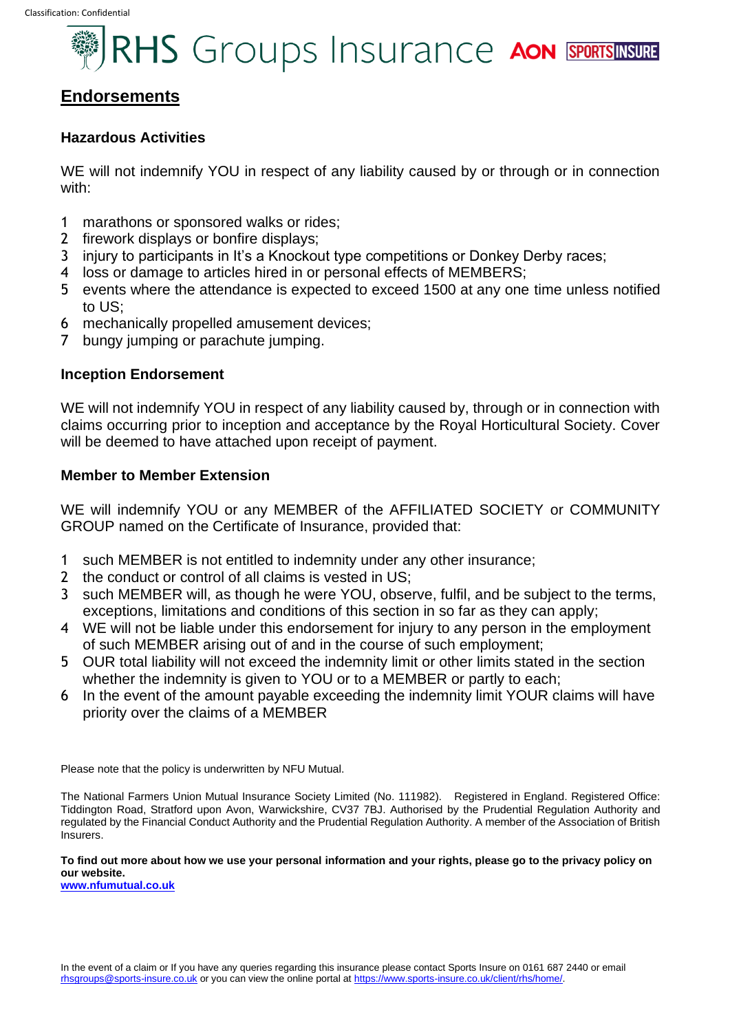## Endorsements

### Hazardous Activities

WE will not indemnify YOU in respect of any liability caused by or through or in connection with:

1. marathons or sponsored walks or rides;
2. firework displays or bonfire displays;
3. injury to participants in It's a Knockout type competitions or Donkey Derby races;
4. loss or damage to articles hired in or personal effects of MEMBERS;
5. events where the attendance is expected to exceed 1500 at any one time unless notified to US;
6. mechanically propelled amusement devices;
7. bungy jumping or parachute jumping.

### Inception Endorsement

WE will not indemnify YOU in respect of any liability caused by, through or in connection with claims occurring prior to inception and acceptance by the Royal Horticultural Society. Cover will be deemed to have attached upon receipt of payment.

### Member to Member Extension

WE will indemnify YOU or any MEMBER of the AFFILIATED SOCIETY or COMMUNITY GROUP named on the Certificate of Insurance, provided that:

1. such MEMBER is not entitled to indemnity under any other insurance;
2. the conduct or control of all claims is vested in US;
3. such MEMBER will, as though he were YOU, observe, fulfil, and be subject to the terms, exceptions, limitations and conditions of this section in so far as they can apply;
4. WE will not be liable under this endorsement for injury to any person in the employment of such MEMBER arising out of and in the course of such employment;
5. OUR total liability will not exceed the indemnity limit or other limits stated in the section whether the indemnity is given to YOU or to a MEMBER or partly to each;
6. In the event of the amount payable exceeding the indemnity limit YOUR claims will have priority over the claims of a MEMBER

Please note that the policy is underwritten by NFU Mutual.

The National Farmers Union Mutual Insurance Society Limited (No. 111982). Registered in England. Registered Office: Tiddington Road, Stratford upon Avon, Warwickshire, CV37 7BJ. Authorised by the Prudential Regulation Authority and regulated by the Financial Conduct Authority and the Prudential Regulation Authority. A member of the Association of British Insurers.

**To find out more about how we use your personal information and your rights, please go to the privacy policy on our website.**
**www.nfumutual.co.uk**

In the event of a claim or If you have any queries regarding this insurance please contact Sports Insure on 0161 687 2440 or email rhsgroups@sports-insure.co.uk or you can view the online portal at https://www.sports-insure.co.uk/client/rhs/home/.